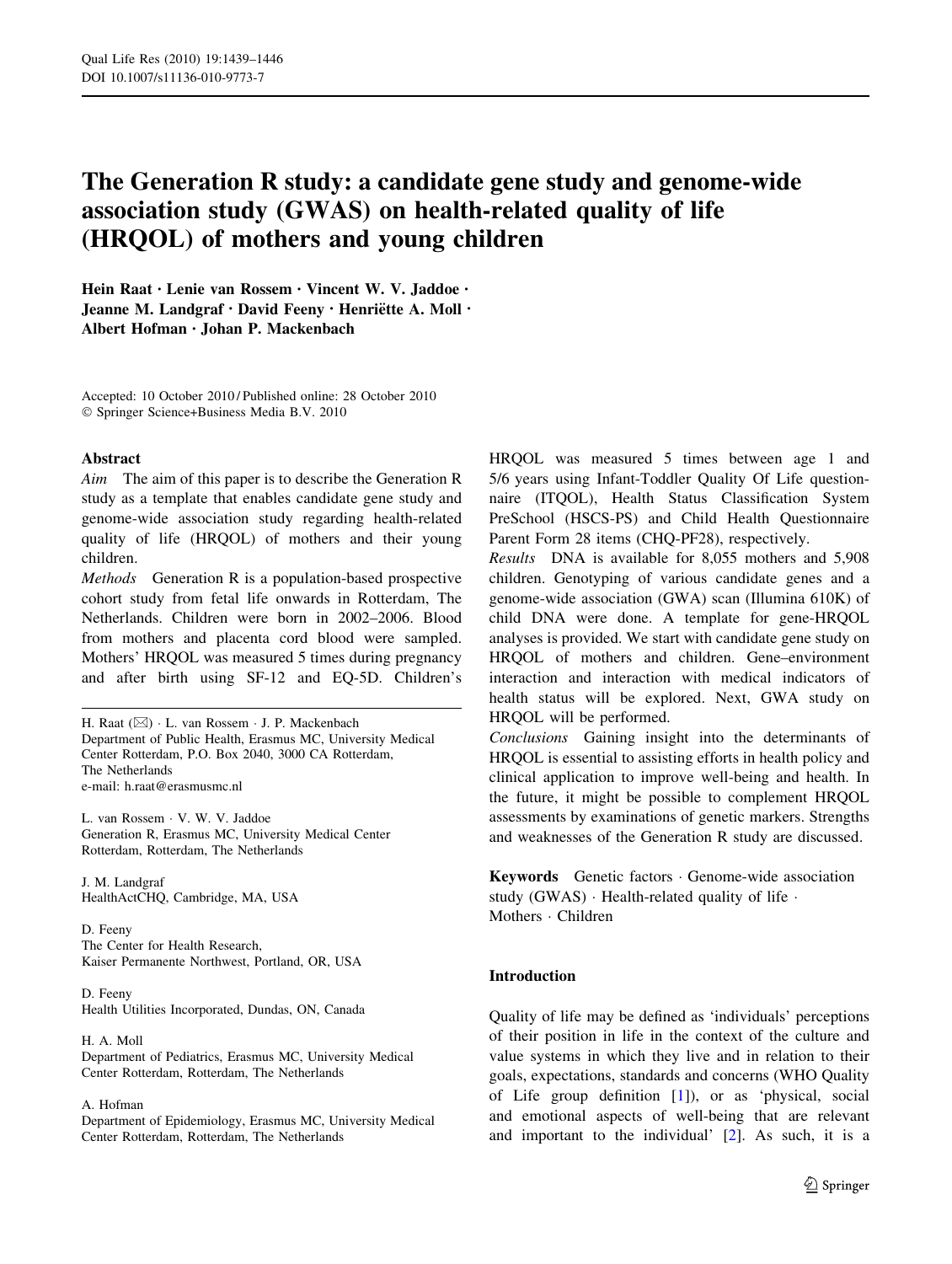# The Generation R study: a candidate gene study and genome-wide association study (GWAS) on health-related quality of life (HRQOL) of mothers and young children

Hein Raat · Lenie van Rossem · Vincent W. V. Jaddoe · Jeanne M. Landgraf · David Feeny · Henriëtte A. Moll · Albert Hofman · Johan P. Mackenbach

Accepted: 10 October 2010 / Published online: 28 October 2010
© Springer Science+Business Media B.V. 2010

## Abstract

*Aim* The aim of this paper is to describe the Generation R study as a template that enables candidate gene study and genome-wide association study regarding health-related quality of life (HRQOL) of mothers and their young children.

*Methods* Generation R is a population-based prospective cohort study from fetal life onwards in Rotterdam, The Netherlands. Children were born in 2002–2006. Blood from mothers and placenta cord blood were sampled. Mothers' HRQOL was measured 5 times during pregnancy and after birth using SF-12 and EQ-5D. Children's HRQOL was measured 5 times between age 1 and 5/6 years using Infant-Toddler Quality Of Life questionnaire (ITQOL), Health Status Classification System PreSchool (HSCS-PS) and Child Health Questionnaire Parent Form 28 items (CHQ-PF28), respectively.

*Results* DNA is available for 8,055 mothers and 5,908 children. Genotyping of various candidate genes and a genome-wide association (GWA) scan (Illumina 610K) of child DNA were done. A template for gene-HRQOL analyses is provided. We start with candidate gene study on HRQOL of mothers and children. Gene–environment interaction and interaction with medical indicators of health status will be explored. Next, GWA study on HRQOL will be performed.

*Conclusions* Gaining insight into the determinants of HRQOL is essential to assisting efforts in health policy and clinical application to improve well-being and health. In the future, it might be possible to complement HRQOL assessments by examinations of genetic markers. Strengths and weaknesses of the Generation R study are discussed.

**Keywords** Genetic factors · Genome-wide association study (GWAS) · Health-related quality of life · Mothers · Children

H. Raat (✉) · L. van Rossem · J. P. Mackenbach
Department of Public Health, Erasmus MC, University Medical Center Rotterdam, P.O. Box 2040, 3000 CA Rotterdam, The Netherlands
e-mail: h.raat@erasmusmc.nl

L. van Rossem · V. W. V. Jaddoe
Generation R, Erasmus MC, University Medical Center Rotterdam, Rotterdam, The Netherlands

J. M. Landgraf
HealthActCHQ, Cambridge, MA, USA

D. Feeny
The Center for Health Research, Kaiser Permanente Northwest, Portland, OR, USA

D. Feeny
Health Utilities Incorporated, Dundas, ON, Canada

H. A. Moll
Department of Pediatrics, Erasmus MC, University Medical Center Rotterdam, Rotterdam, The Netherlands

A. Hofman
Department of Epidemiology, Erasmus MC, University Medical Center Rotterdam, Rotterdam, The Netherlands

## Introduction

Quality of life may be defined as 'individuals' perceptions of their position in life in the context of the culture and value systems in which they live and in relation to their goals, expectations, standards and concerns (WHO Quality of Life group definition [1]), or as 'physical, social and emotional aspects of well-being that are relevant and important to the individual' [2]. As such, it is a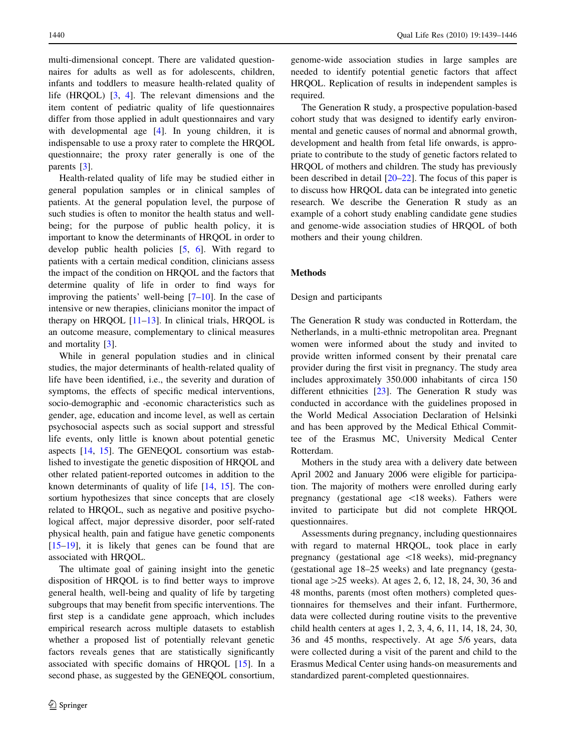multi-dimensional concept. There are validated questionnaires for adults as well as for adolescents, children, infants and toddlers to measure health-related quality of life (HRQOL) [3, 4]. The relevant dimensions and the item content of pediatric quality of life questionnaires differ from those applied in adult questionnaires and vary with developmental age [4]. In young children, it is indispensable to use a proxy rater to complete the HRQOL questionnaire; the proxy rater generally is one of the parents [3].

Health-related quality of life may be studied either in general population samples or in clinical samples of patients. At the general population level, the purpose of such studies is often to monitor the health status and well-being; for the purpose of public health policy, it is important to know the determinants of HRQOL in order to develop public health policies [5, 6]. With regard to patients with a certain medical condition, clinicians assess the impact of the condition on HRQOL and the factors that determine quality of life in order to find ways for improving the patients' well-being [7–10]. In the case of intensive or new therapies, clinicians monitor the impact of therapy on HRQOL [11–13]. In clinical trials, HRQOL is an outcome measure, complementary to clinical measures and mortality [3].

While in general population studies and in clinical studies, the major determinants of health-related quality of life have been identified, i.e., the severity and duration of symptoms, the effects of specific medical interventions, socio-demographic and -economic characteristics such as gender, age, education and income level, as well as certain psychosocial aspects such as social support and stressful life events, only little is known about potential genetic aspects [14, 15]. The GENEQOL consortium was established to investigate the genetic disposition of HRQOL and other related patient-reported outcomes in addition to the known determinants of quality of life [14, 15]. The consortium hypothesizes that since concepts that are closely related to HRQOL, such as negative and positive psychological affect, major depressive disorder, poor self-rated physical health, pain and fatigue have genetic components [15–19], it is likely that genes can be found that are associated with HRQOL.

The ultimate goal of gaining insight into the genetic disposition of HRQOL is to find better ways to improve general health, well-being and quality of life by targeting subgroups that may benefit from specific interventions. The first step is a candidate gene approach, which includes empirical research across multiple datasets to establish whether a proposed list of potentially relevant genetic factors reveals genes that are statistically significantly associated with specific domains of HRQOL [15]. In a second phase, as suggested by the GENEQOL consortium, genome-wide association studies in large samples are needed to identify potential genetic factors that affect HRQOL. Replication of results in independent samples is required.

The Generation R study, a prospective population-based cohort study that was designed to identify early environmental and genetic causes of normal and abnormal growth, development and health from fetal life onwards, is appropriate to contribute to the study of genetic factors related to HRQOL of mothers and children. The study has previously been described in detail [20–22]. The focus of this paper is to discuss how HRQOL data can be integrated into genetic research. We describe the Generation R study as an example of a cohort study enabling candidate gene studies and genome-wide association studies of HRQOL of both mothers and their young children.

## Methods

### Design and participants

The Generation R study was conducted in Rotterdam, the Netherlands, in a multi-ethnic metropolitan area. Pregnant women were informed about the study and invited to provide written informed consent by their prenatal care provider during the first visit in pregnancy. The study area includes approximately 350.000 inhabitants of circa 150 different ethnicities [23]. The Generation R study was conducted in accordance with the guidelines proposed in the World Medical Association Declaration of Helsinki and has been approved by the Medical Ethical Committee of the Erasmus MC, University Medical Center Rotterdam.

Mothers in the study area with a delivery date between April 2002 and January 2006 were eligible for participation. The majority of mothers were enrolled during early pregnancy (gestational age <18 weeks). Fathers were invited to participate but did not complete HRQOL questionnaires.

Assessments during pregnancy, including questionnaires with regard to maternal HRQOL, took place in early pregnancy (gestational age <18 weeks), mid-pregnancy (gestational age 18–25 weeks) and late pregnancy (gestational age >25 weeks). At ages 2, 6, 12, 18, 24, 30, 36 and 48 months, parents (most often mothers) completed questionnaires for themselves and their infant. Furthermore, data were collected during routine visits to the preventive child health centers at ages 1, 2, 3, 4, 6, 11, 14, 18, 24, 30, 36 and 45 months, respectively. At age 5/6 years, data were collected during a visit of the parent and child to the Erasmus Medical Center using hands-on measurements and standardized parent-completed questionnaires.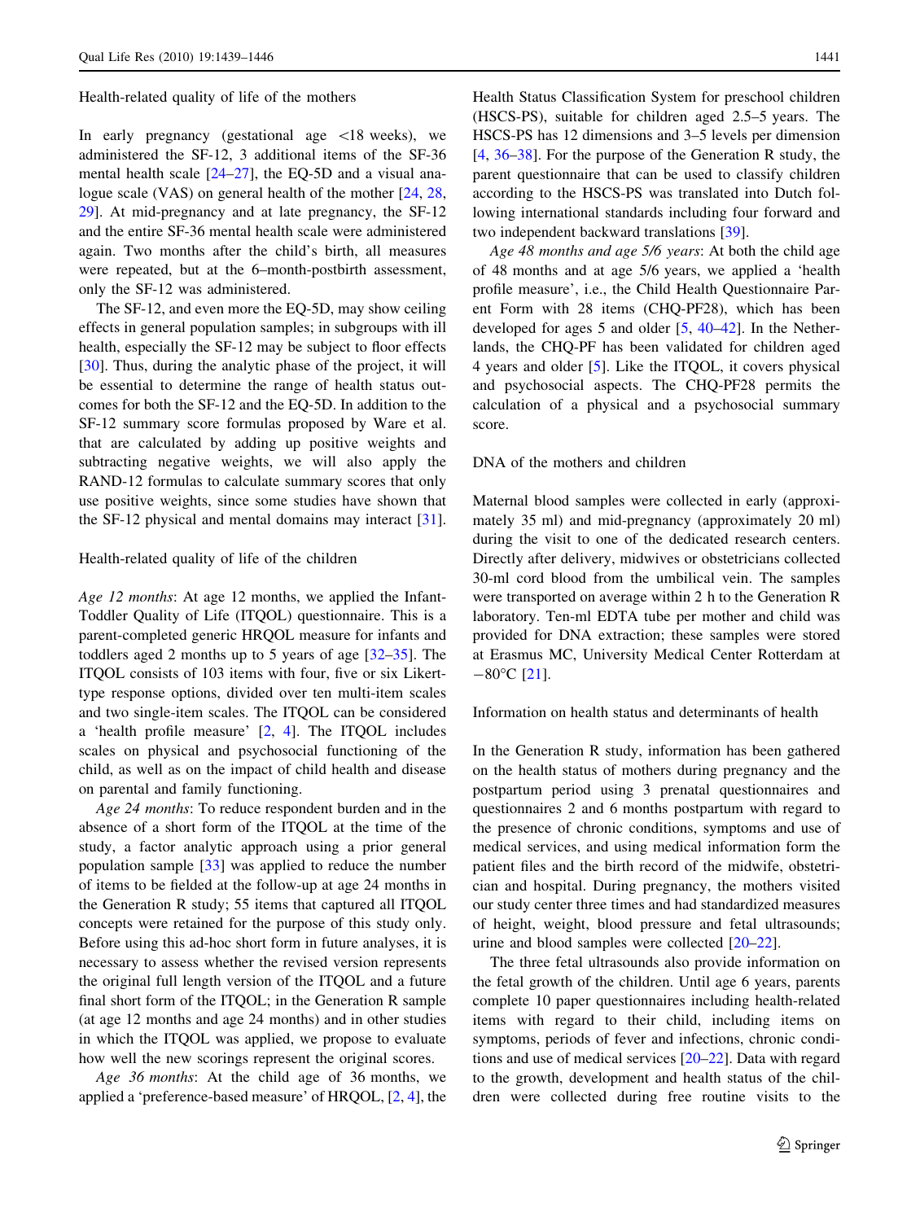### Health-related quality of life of the mothers

In early pregnancy (gestational age <18 weeks), we administered the SF-12, 3 additional items of the SF-36 mental health scale [24–27], the EQ-5D and a visual analogue scale (VAS) on general health of the mother [24, 28, 29]. At mid-pregnancy and at late pregnancy, the SF-12 and the entire SF-36 mental health scale were administered again. Two months after the child's birth, all measures were repeated, but at the 6–month-postbirth assessment, only the SF-12 was administered.

The SF-12, and even more the EQ-5D, may show ceiling effects in general population samples; in subgroups with ill health, especially the SF-12 may be subject to floor effects [30]. Thus, during the analytic phase of the project, it will be essential to determine the range of health status outcomes for both the SF-12 and the EQ-5D. In addition to the SF-12 summary score formulas proposed by Ware et al. that are calculated by adding up positive weights and subtracting negative weights, we will also apply the RAND-12 formulas to calculate summary scores that only use positive weights, since some studies have shown that the SF-12 physical and mental domains may interact [31].

### Health-related quality of life of the children

*Age 12 months*: At age 12 months, we applied the Infant-Toddler Quality of Life (ITQOL) questionnaire. This is a parent-completed generic HRQOL measure for infants and toddlers aged 2 months up to 5 years of age [32–35]. The ITQOL consists of 103 items with four, five or six Likert-type response options, divided over ten multi-item scales and two single-item scales. The ITQOL can be considered a 'health profile measure' [2, 4]. The ITQOL includes scales on physical and psychosocial functioning of the child, as well as on the impact of child health and disease on parental and family functioning.

*Age 24 months*: To reduce respondent burden and in the absence of a short form of the ITQOL at the time of the study, a factor analytic approach using a prior general population sample [33] was applied to reduce the number of items to be fielded at the follow-up at age 24 months in the Generation R study; 55 items that captured all ITQOL concepts were retained for the purpose of this study only. Before using this ad-hoc short form in future analyses, it is necessary to assess whether the revised version represents the original full length version of the ITQOL and a future final short form of the ITQOL; in the Generation R sample (at age 12 months and age 24 months) and in other studies in which the ITQOL was applied, we propose to evaluate how well the new scorings represent the original scores.

*Age 36 months*: At the child age of 36 months, we applied a 'preference-based measure' of HRQOL, [2, 4], the Health Status Classification System for preschool children (HSCS-PS), suitable for children aged 2.5–5 years. The HSCS-PS has 12 dimensions and 3–5 levels per dimension [4, 36–38]. For the purpose of the Generation R study, the parent questionnaire that can be used to classify children according to the HSCS-PS was translated into Dutch following international standards including four forward and two independent backward translations [39].

*Age 48 months and age 5/6 years*: At both the child age of 48 months and at age 5/6 years, we applied a 'health profile measure', i.e., the Child Health Questionnaire Parent Form with 28 items (CHQ-PF28), which has been developed for ages 5 and older [5, 40–42]. In the Netherlands, the CHQ-PF has been validated for children aged 4 years and older [5]. Like the ITQOL, it covers physical and psychosocial aspects. The CHQ-PF28 permits the calculation of a physical and a psychosocial summary score.

### DNA of the mothers and children

Maternal blood samples were collected in early (approximately 35 ml) and mid-pregnancy (approximately 20 ml) during the visit to one of the dedicated research centers. Directly after delivery, midwives or obstetricians collected 30-ml cord blood from the umbilical vein. The samples were transported on average within 2 h to the Generation R laboratory. Ten-ml EDTA tube per mother and child was provided for DNA extraction; these samples were stored at Erasmus MC, University Medical Center Rotterdam at −80°C [21].

### Information on health status and determinants of health

In the Generation R study, information has been gathered on the health status of mothers during pregnancy and the postpartum period using 3 prenatal questionnaires and questionnaires 2 and 6 months postpartum with regard to the presence of chronic conditions, symptoms and use of medical services, and using medical information form the patient files and the birth record of the midwife, obstetrician and hospital. During pregnancy, the mothers visited our study center three times and had standardized measures of height, weight, blood pressure and fetal ultrasounds; urine and blood samples were collected [20–22].

The three fetal ultrasounds also provide information on the fetal growth of the children. Until age 6 years, parents complete 10 paper questionnaires including health-related items with regard to their child, including items on symptoms, periods of fever and infections, chronic conditions and use of medical services [20–22]. Data with regard to the growth, development and health status of the children were collected during free routine visits to the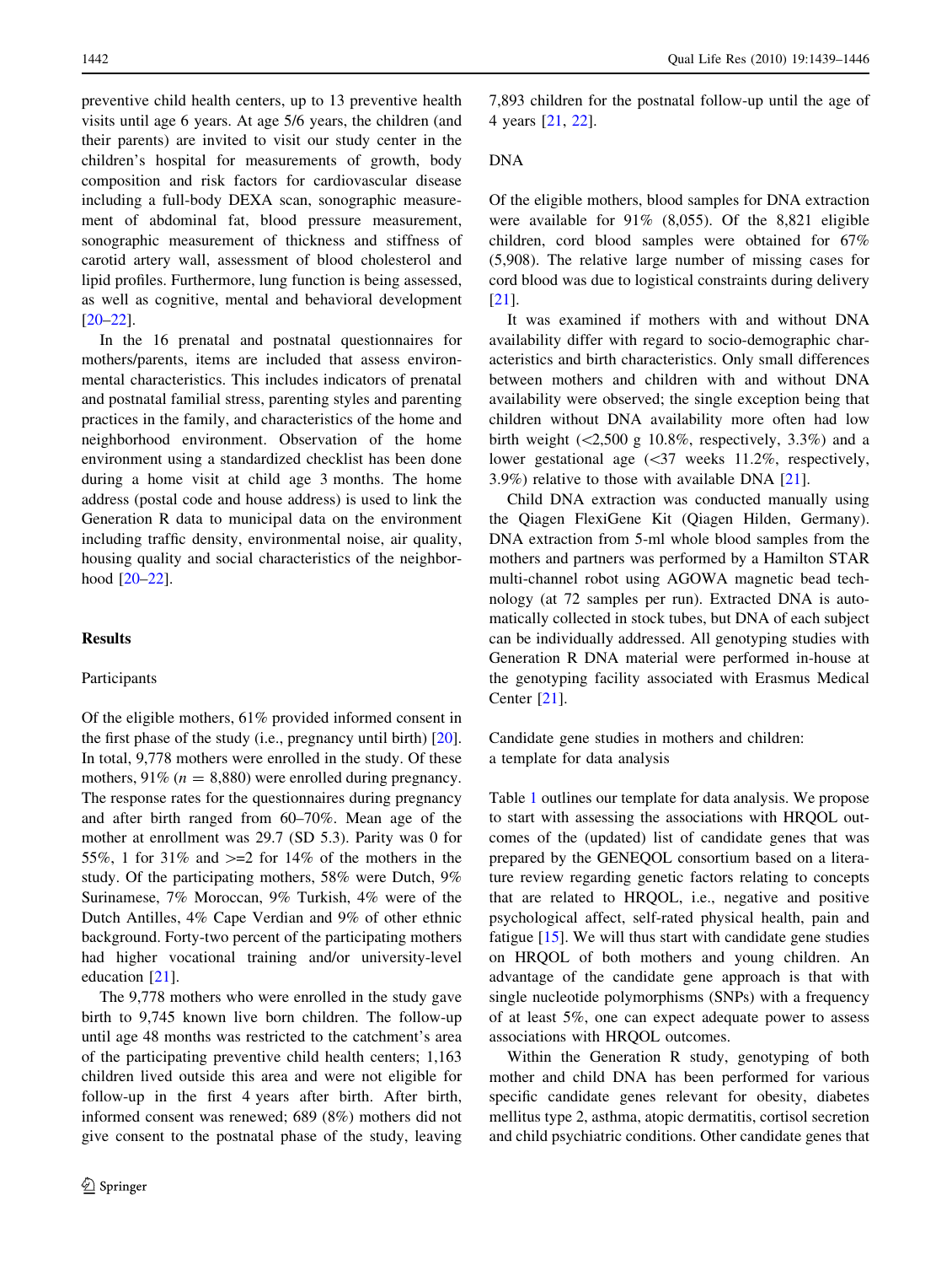preventive child health centers, up to 13 preventive health visits until age 6 years. At age 5/6 years, the children (and their parents) are invited to visit our study center in the children's hospital for measurements of growth, body composition and risk factors for cardiovascular disease including a full-body DEXA scan, sonographic measurement of abdominal fat, blood pressure measurement, sonographic measurement of thickness and stiffness of carotid artery wall, assessment of blood cholesterol and lipid profiles. Furthermore, lung function is being assessed, as well as cognitive, mental and behavioral development [20–22].

In the 16 prenatal and postnatal questionnaires for mothers/parents, items are included that assess environmental characteristics. This includes indicators of prenatal and postnatal familial stress, parenting styles and parenting practices in the family, and characteristics of the home and neighborhood environment. Observation of the home environment using a standardized checklist has been done during a home visit at child age 3 months. The home address (postal code and house address) is used to link the Generation R data to municipal data on the environment including traffic density, environmental noise, air quality, housing quality and social characteristics of the neighborhood [20–22].

## Results

### Participants

Of the eligible mothers, 61% provided informed consent in the first phase of the study (i.e., pregnancy until birth) [20]. In total, 9,778 mothers were enrolled in the study. Of these mothers, 91% (*n* = 8,880) were enrolled during pregnancy. The response rates for the questionnaires during pregnancy and after birth ranged from 60–70%. Mean age of the mother at enrollment was 29.7 (SD 5.3). Parity was 0 for 55%, 1 for 31% and >=2 for 14% of the mothers in the study. Of the participating mothers, 58% were Dutch, 9% Surinamese, 7% Moroccan, 9% Turkish, 4% were of the Dutch Antilles, 4% Cape Verdian and 9% of other ethnic background. Forty-two percent of the participating mothers had higher vocational training and/or university-level education [21].

The 9,778 mothers who were enrolled in the study gave birth to 9,745 known live born children. The follow-up until age 48 months was restricted to the catchment's area of the participating preventive child health centers; 1,163 children lived outside this area and were not eligible for follow-up in the first 4 years after birth. After birth, informed consent was renewed; 689 (8%) mothers did not give consent to the postnatal phase of the study, leaving 7,893 children for the postnatal follow-up until the age of 4 years [21, 22].

### DNA

Of the eligible mothers, blood samples for DNA extraction were available for 91% (8,055). Of the 8,821 eligible children, cord blood samples were obtained for 67% (5,908). The relative large number of missing cases for cord blood was due to logistical constraints during delivery [21].

It was examined if mothers with and without DNA availability differ with regard to socio-demographic characteristics and birth characteristics. Only small differences between mothers and children with and without DNA availability were observed; the single exception being that children without DNA availability more often had low birth weight (<2,500 g 10.8%, respectively, 3.3%) and a lower gestational age (<37 weeks 11.2%, respectively, 3.9%) relative to those with available DNA [21].

Child DNA extraction was conducted manually using the Qiagen FlexiGene Kit (Qiagen Hilden, Germany). DNA extraction from 5-ml whole blood samples from the mothers and partners was performed by a Hamilton STAR multi-channel robot using AGOWA magnetic bead technology (at 72 samples per run). Extracted DNA is automatically collected in stock tubes, but DNA of each subject can be individually addressed. All genotyping studies with Generation R DNA material were performed in-house at the genotyping facility associated with Erasmus Medical Center [21].

### Candidate gene studies in mothers and children: a template for data analysis

Table 1 outlines our template for data analysis. We propose to start with assessing the associations with HRQOL outcomes of the (updated) list of candidate genes that was prepared by the GENEQOL consortium based on a literature review regarding genetic factors relating to concepts that are related to HRQOL, i.e., negative and positive psychological affect, self-rated physical health, pain and fatigue [15]. We will thus start with candidate gene studies on HRQOL of both mothers and young children. An advantage of the candidate gene approach is that with single nucleotide polymorphisms (SNPs) with a frequency of at least 5%, one can expect adequate power to assess associations with HRQOL outcomes.

Within the Generation R study, genotyping of both mother and child DNA has been performed for various specific candidate genes relevant for obesity, diabetes mellitus type 2, asthma, atopic dermatitis, cortisol secretion and child psychiatric conditions. Other candidate genes that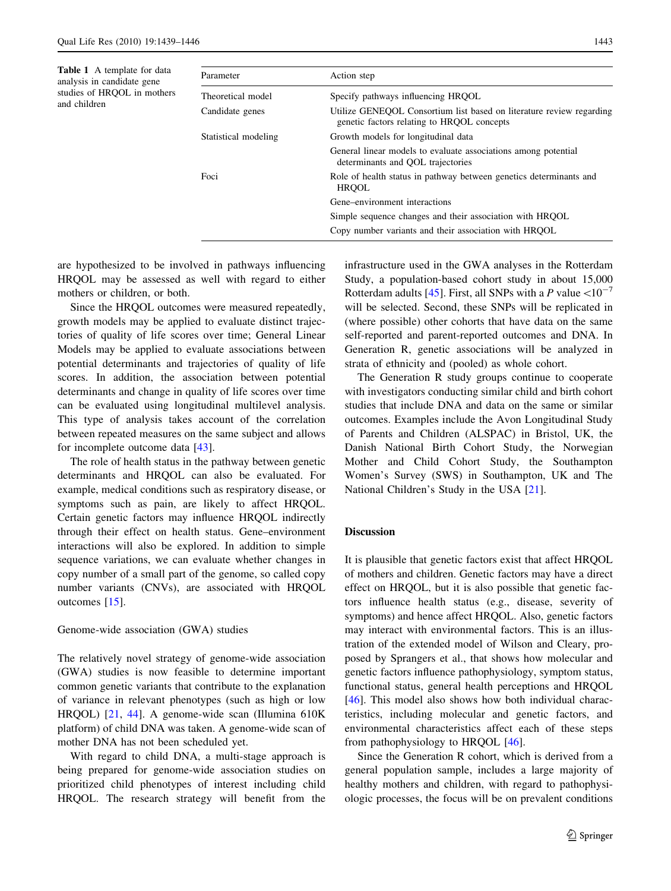**Table 1** A template for data analysis in candidate gene studies of HRQOL in mothers and children

| Parameter | Action step |
|---|---|
| Theoretical model | Specify pathways influencing HRQOL |
| Candidate genes | Utilize GENEQOL Consortium list based on literature review regarding genetic factors relating to HRQOL concepts |
| Statistical modeling | Growth models for longitudinal data |
| | General linear models to evaluate associations among potential determinants and QOL trajectories |
| Foci | Role of health status in pathway between genetics determinants and HRQOL |
| | Gene–environment interactions |
| | Simple sequence changes and their association with HRQOL |
| | Copy number variants and their association with HRQOL |

are hypothesized to be involved in pathways influencing HRQOL may be assessed as well with regard to either mothers or children, or both.

Since the HRQOL outcomes were measured repeatedly, growth models may be applied to evaluate distinct trajectories of quality of life scores over time; General Linear Models may be applied to evaluate associations between potential determinants and trajectories of quality of life scores. In addition, the association between potential determinants and change in quality of life scores over time can be evaluated using longitudinal multilevel analysis. This type of analysis takes account of the correlation between repeated measures on the same subject and allows for incomplete outcome data [43].

The role of health status in the pathway between genetic determinants and HRQOL can also be evaluated. For example, medical conditions such as respiratory disease, or symptoms such as pain, are likely to affect HRQOL. Certain genetic factors may influence HRQOL indirectly through their effect on health status. Gene–environment interactions will also be explored. In addition to simple sequence variations, we can evaluate whether changes in copy number of a small part of the genome, so called copy number variants (CNVs), are associated with HRQOL outcomes [15].

### Genome-wide association (GWA) studies

The relatively novel strategy of genome-wide association (GWA) studies is now feasible to determine important common genetic variants that contribute to the explanation of variance in relevant phenotypes (such as high or low HRQOL) [21, 44]. A genome-wide scan (Illumina 610K platform) of child DNA was taken. A genome-wide scan of mother DNA has not been scheduled yet.

With regard to child DNA, a multi-stage approach is being prepared for genome-wide association studies on prioritized child phenotypes of interest including child HRQOL. The research strategy will benefit from the infrastructure used in the GWA analyses in the Rotterdam Study, a population-based cohort study in about 15,000 Rotterdam adults [45]. First, all SNPs with a $P$ value $<10^{-7}$ will be selected. Second, these SNPs will be replicated in (where possible) other cohorts that have data on the same self-reported and parent-reported outcomes and DNA. In Generation R, genetic associations will be analyzed in strata of ethnicity and (pooled) as whole cohort.

The Generation R study groups continue to cooperate with investigators conducting similar child and birth cohort studies that include DNA and data on the same or similar outcomes. Examples include the Avon Longitudinal Study of Parents and Children (ALSPAC) in Bristol, UK, the Danish National Birth Cohort Study, the Norwegian Mother and Child Cohort Study, the Southampton Women's Survey (SWS) in Southampton, UK and The National Children's Study in the USA [21].

## Discussion

It is plausible that genetic factors exist that affect HRQOL of mothers and children. Genetic factors may have a direct effect on HRQOL, but it is also possible that genetic factors influence health status (e.g., disease, severity of symptoms) and hence affect HRQOL. Also, genetic factors may interact with environmental factors. This is an illustration of the extended model of Wilson and Cleary, proposed by Sprangers et al., that shows how molecular and genetic factors influence pathophysiology, symptom status, functional status, general health perceptions and HRQOL [46]. This model also shows how both individual characteristics, including molecular and genetic factors, and environmental characteristics affect each of these steps from pathophysiology to HRQOL [46].

Since the Generation R cohort, which is derived from a general population sample, includes a large majority of healthy mothers and children, with regard to pathophysiologic processes, the focus will be on prevalent conditions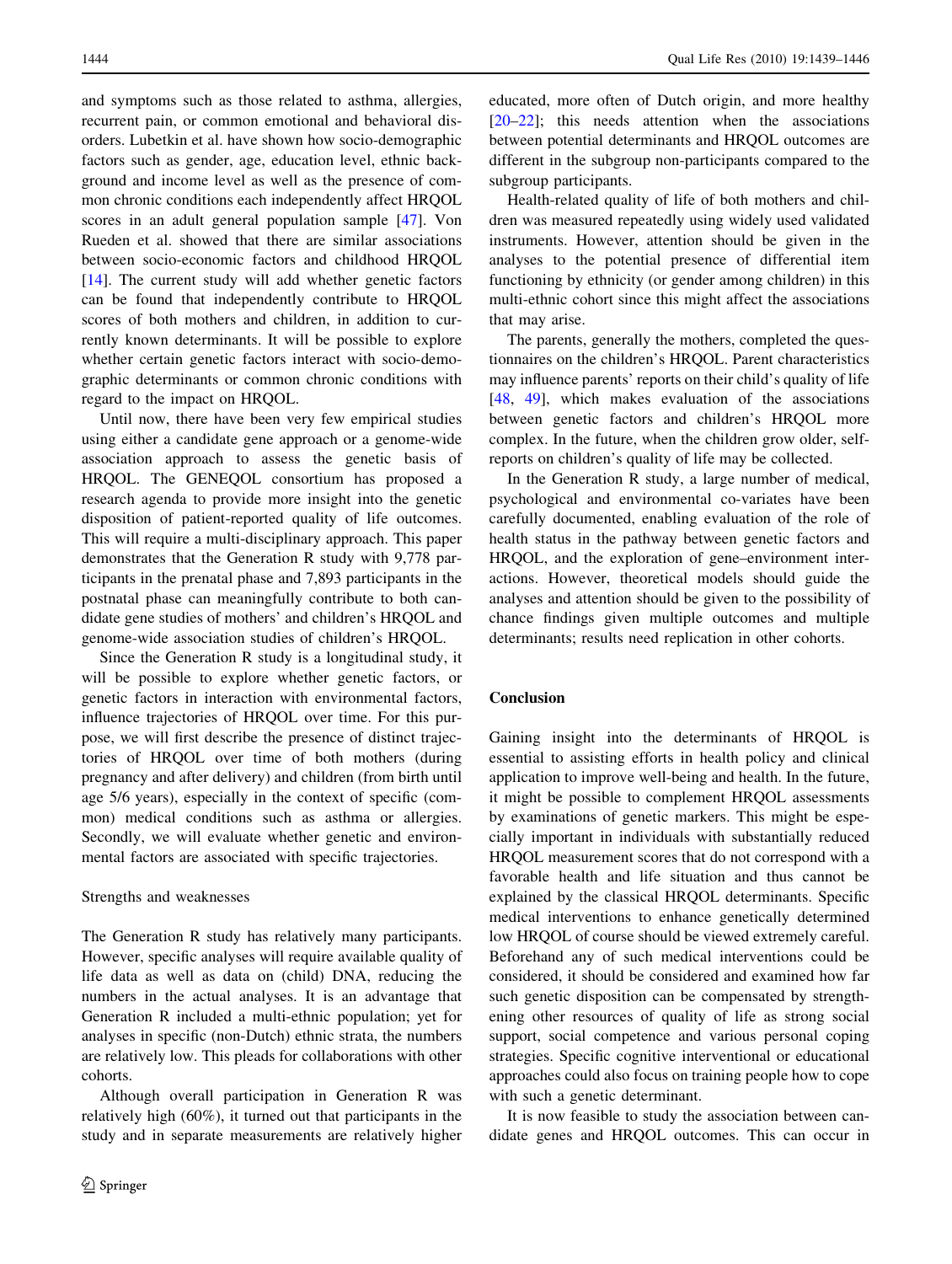and symptoms such as those related to asthma, allergies, recurrent pain, or common emotional and behavioral disorders. Lubetkin et al. have shown how socio-demographic factors such as gender, age, education level, ethnic background and income level as well as the presence of common chronic conditions each independently affect HRQOL scores in an adult general population sample [47]. Von Rueden et al. showed that there are similar associations between socio-economic factors and childhood HRQOL [14]. The current study will add whether genetic factors can be found that independently contribute to HRQOL scores of both mothers and children, in addition to currently known determinants. It will be possible to explore whether certain genetic factors interact with socio-demographic determinants or common chronic conditions with regard to the impact on HRQOL.

Until now, there have been very few empirical studies using either a candidate gene approach or a genome-wide association approach to assess the genetic basis of HRQOL. The GENEQOL consortium has proposed a research agenda to provide more insight into the genetic disposition of patient-reported quality of life outcomes. This will require a multi-disciplinary approach. This paper demonstrates that the Generation R study with 9,778 participants in the prenatal phase and 7,893 participants in the postnatal phase can meaningfully contribute to both candidate gene studies of mothers' and children's HRQOL and genome-wide association studies of children's HRQOL.

Since the Generation R study is a longitudinal study, it will be possible to explore whether genetic factors, or genetic factors in interaction with environmental factors, influence trajectories of HRQOL over time. For this purpose, we will first describe the presence of distinct trajectories of HRQOL over time of both mothers (during pregnancy and after delivery) and children (from birth until age 5/6 years), especially in the context of specific (common) medical conditions such as asthma or allergies. Secondly, we will evaluate whether genetic and environmental factors are associated with specific trajectories.

### Strengths and weaknesses

The Generation R study has relatively many participants. However, specific analyses will require available quality of life data as well as data on (child) DNA, reducing the numbers in the actual analyses. It is an advantage that Generation R included a multi-ethnic population; yet for analyses in specific (non-Dutch) ethnic strata, the numbers are relatively low. This pleads for collaborations with other cohorts.

Although overall participation in Generation R was relatively high (60%), it turned out that participants in the study and in separate measurements are relatively higher educated, more often of Dutch origin, and more healthy [20–22]; this needs attention when the associations between potential determinants and HRQOL outcomes are different in the subgroup non-participants compared to the subgroup participants.

Health-related quality of life of both mothers and children was measured repeatedly using widely used validated instruments. However, attention should be given in the analyses to the potential presence of differential item functioning by ethnicity (or gender among children) in this multi-ethnic cohort since this might affect the associations that may arise.

The parents, generally the mothers, completed the questionnaires on the children's HRQOL. Parent characteristics may influence parents' reports on their child's quality of life [48, 49], which makes evaluation of the associations between genetic factors and children's HRQOL more complex. In the future, when the children grow older, self-reports on children's quality of life may be collected.

In the Generation R study, a large number of medical, psychological and environmental co-variates have been carefully documented, enabling evaluation of the role of health status in the pathway between genetic factors and HRQOL, and the exploration of gene–environment interactions. However, theoretical models should guide the analyses and attention should be given to the possibility of chance findings given multiple outcomes and multiple determinants; results need replication in other cohorts.

## Conclusion

Gaining insight into the determinants of HRQOL is essential to assisting efforts in health policy and clinical application to improve well-being and health. In the future, it might be possible to complement HRQOL assessments by examinations of genetic markers. This might be especially important in individuals with substantially reduced HRQOL measurement scores that do not correspond with a favorable health and life situation and thus cannot be explained by the classical HRQOL determinants. Specific medical interventions to enhance genetically determined low HRQOL of course should be viewed extremely careful. Beforehand any of such medical interventions could be considered, it should be considered and examined how far such genetic disposition can be compensated by strengthening other resources of quality of life as strong social support, social competence and various personal coping strategies. Specific cognitive interventional or educational approaches could also focus on training people how to cope with such a genetic determinant.

It is now feasible to study the association between candidate genes and HRQOL outcomes. This can occur in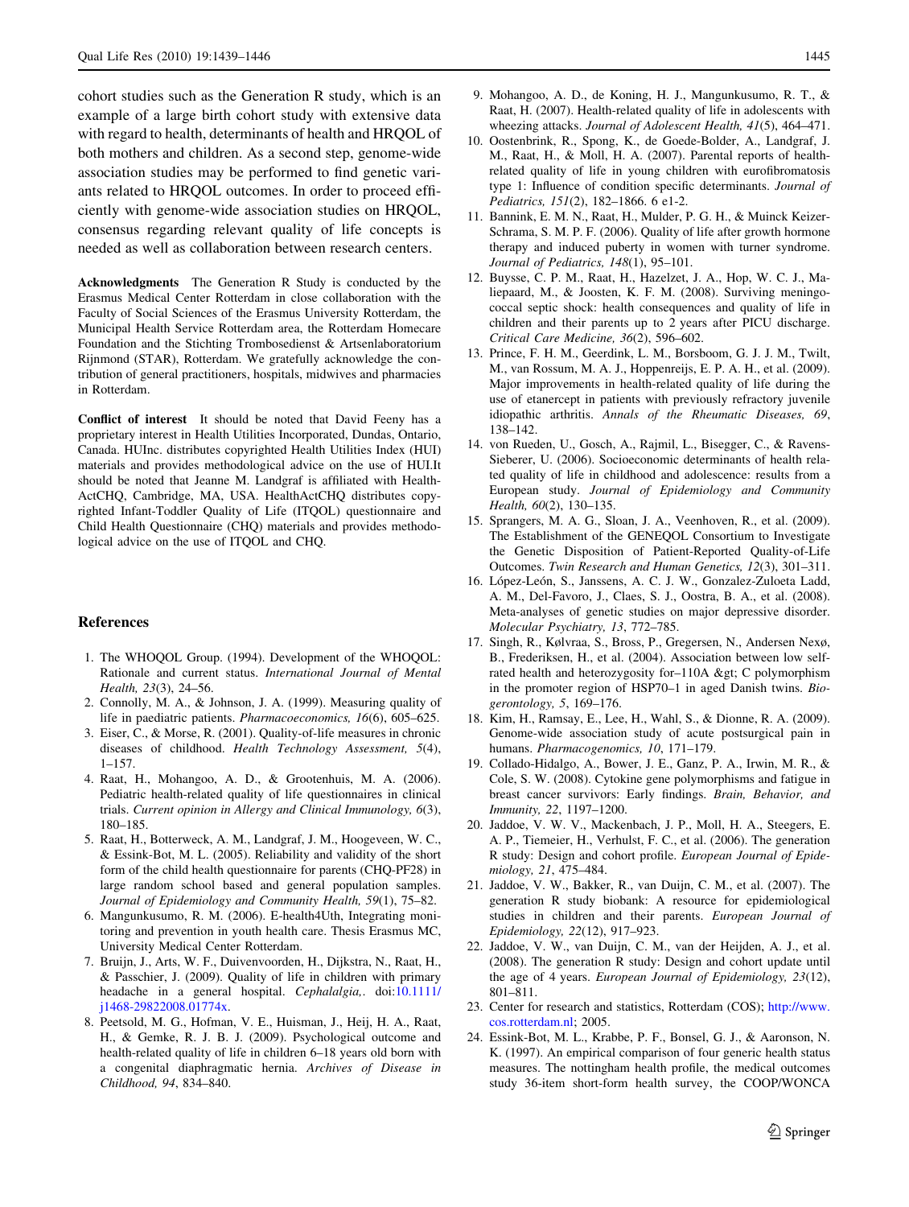cohort studies such as the Generation R study, which is an example of a large birth cohort study with extensive data with regard to health, determinants of health and HRQOL of both mothers and children. As a second step, genome-wide association studies may be performed to find genetic variants related to HRQOL outcomes. In order to proceed efficiently with genome-wide association studies on HRQOL, consensus regarding relevant quality of life concepts is needed as well as collaboration between research centers.

**Acknowledgments** The Generation R Study is conducted by the Erasmus Medical Center Rotterdam in close collaboration with the Faculty of Social Sciences of the Erasmus University Rotterdam, the Municipal Health Service Rotterdam area, the Rotterdam Homecare Foundation and the Stichting Trombosedienst & Artsenlaboratorium Rijnmond (STAR), Rotterdam. We gratefully acknowledge the contribution of general practitioners, hospitals, midwives and pharmacies in Rotterdam.

**Conflict of interest** It should be noted that David Feeny has a proprietary interest in Health Utilities Incorporated, Dundas, Ontario, Canada. HUInc. distributes copyrighted Health Utilities Index (HUI) materials and provides methodological advice on the use of HUI.It should be noted that Jeanne M. Landgraf is affiliated with HealthActCHQ, Cambridge, MA, USA. HealthActCHQ distributes copyrighted Infant-Toddler Quality of Life (ITQOL) questionnaire and Child Health Questionnaire (CHQ) materials and provides methodological advice on the use of ITQOL and CHQ.

## References

1. The WHOQOL Group. (1994). Development of the WHOQOL: Rationale and current status. *International Journal of Mental Health, 23*(3), 24–56.
2. Connolly, M. A., & Johnson, J. A. (1999). Measuring quality of life in paediatric patients. *Pharmacoeconomics, 16*(6), 605–625.
3. Eiser, C., & Morse, R. (2001). Quality-of-life measures in chronic diseases of childhood. *Health Technology Assessment, 5*(4), 1–157.
4. Raat, H., Mohangoo, A. D., & Grootenhuis, M. A. (2006). Pediatric health-related quality of life questionnaires in clinical trials. *Current opinion in Allergy and Clinical Immunology, 6*(3), 180–185.
5. Raat, H., Botterweck, A. M., Landgraf, J. M., Hoogeveen, W. C., & Essink-Bot, M. L. (2005). Reliability and validity of the short form of the child health questionnaire for parents (CHQ-PF28) in large random school based and general population samples. *Journal of Epidemiology and Community Health, 59*(1), 75–82.
6. Mangunkusumo, R. M. (2006). E-health4Uth, Integrating monitoring and prevention in youth health care. Thesis Erasmus MC, University Medical Center Rotterdam.
7. Bruijn, J., Arts, W. F., Duivenvoorden, H., Dijkstra, N., Raat, H., & Passchier, J. (2009). Quality of life in children with primary headache in a general hospital. *Cephalalgia,*. doi:10.1111/j1468-29822008.01774x.
8. Peetsold, M. G., Hofman, V. E., Huisman, J., Heij, H. A., Raat, H., & Gemke, R. J. B. J. (2009). Psychological outcome and health-related quality of life in children 6–18 years old born with a congenital diaphragmatic hernia. *Archives of Disease in Childhood, 94*, 834–840.
9. Mohangoo, A. D., de Koning, H. J., Mangunkusumo, R. T., & Raat, H. (2007). Health-related quality of life in adolescents with wheezing attacks. *Journal of Adolescent Health, 41*(5), 464–471.
10. Oostenbrink, R., Spong, K., de Goede-Bolder, A., Landgraf, J. M., Raat, H., & Moll, H. A. (2007). Parental reports of health-related quality of life in young children with eurofibromatosis type 1: Influence of condition specific determinants. *Journal of Pediatrics, 151*(2), 182–1866. 6 e1-2.
11. Bannink, E. M. N., Raat, H., Mulder, P. G. H., & Muinck Keizer-Schrama, S. M. P. F. (2006). Quality of life after growth hormone therapy and induced puberty in women with turner syndrome. *Journal of Pediatrics, 148*(1), 95–101.
12. Buysse, C. P. M., Raat, H., Hazelzet, J. A., Hop, W. C. J., Maliepaard, M., & Joosten, K. F. M. (2008). Surviving meningococcal septic shock: health consequences and quality of life in children and their parents up to 2 years after PICU discharge. *Critical Care Medicine, 36*(2), 596–602.
13. Prince, F. H. M., Geerdink, L. M., Borsboom, G. J. J. M., Twilt, M., van Rossum, M. A. J., Hoppenreijs, E. P. A. H., et al. (2009). Major improvements in health-related quality of life during the use of etanercept in patients with previously refractory juvenile idiopathic arthritis. *Annals of the Rheumatic Diseases, 69*, 138–142.
14. von Rueden, U., Gosch, A., Rajmil, L., Bisegger, C., & Ravens-Sieberer, U. (2006). Socioeconomic determinants of health related quality of life in childhood and adolescence: results from a European study. *Journal of Epidemiology and Community Health, 60*(2), 130–135.
15. Sprangers, M. A. G., Sloan, J. A., Veenhoven, R., et al. (2009). The Establishment of the GENEQOL Consortium to Investigate the Genetic Disposition of Patient-Reported Quality-of-Life Outcomes. *Twin Research and Human Genetics, 12*(3), 301–311.
16. López-León, S., Janssens, A. C. J. W., Gonzalez-Zuloeta Ladd, A. M., Del-Favoro, J., Claes, S. J., Oostra, B. A., et al. (2008). Meta-analyses of genetic studies on major depressive disorder. *Molecular Psychiatry, 13*, 772–785.
17. Singh, R., Kølvraa, S., Bross, P., Gregersen, N., Andersen Nexø, B., Frederiksen, H., et al. (2004). Association between low self-rated health and heterozygosity for–110A &gt; C polymorphism in the promoter region of HSP70–1 in aged Danish twins. *Biogerontology, 5*, 169–176.
18. Kim, H., Ramsay, E., Lee, H., Wahl, S., & Dionne, R. A. (2009). Genome-wide association study of acute postsurgical pain in humans. *Pharmacogenomics, 10*, 171–179.
19. Collado-Hidalgo, A., Bower, J. E., Ganz, P. A., Irwin, M. R., & Cole, S. W. (2008). Cytokine gene polymorphisms and fatigue in breast cancer survivors: Early findings. *Brain, Behavior, and Immunity, 22*, 1197–1200.
20. Jaddoe, V. W. V., Mackenbach, J. P., Moll, H. A., Steegers, E. A. P., Tiemeier, H., Verhulst, F. C., et al. (2006). The generation R study: Design and cohort profile. *European Journal of Epidemiology, 21*, 475–484.
21. Jaddoe, V. W., Bakker, R., van Duijn, C. M., et al. (2007). The generation R study biobank: A resource for epidemiological studies in children and their parents. *European Journal of Epidemiology, 22*(12), 917–923.
22. Jaddoe, V. W., van Duijn, C. M., van der Heijden, A. J., et al. (2008). The generation R study: Design and cohort update until the age of 4 years. *European Journal of Epidemiology, 23*(12), 801–811.
23. Center for research and statistics, Rotterdam (COS); http://www.cos.rotterdam.nl; 2005.
24. Essink-Bot, M. L., Krabbe, P. F., Bonsel, G. J., & Aaronson, N. K. (1997). An empirical comparison of four generic health status measures. The nottingham health profile, the medical outcomes study 36-item short-form health survey, the COOP/WONCA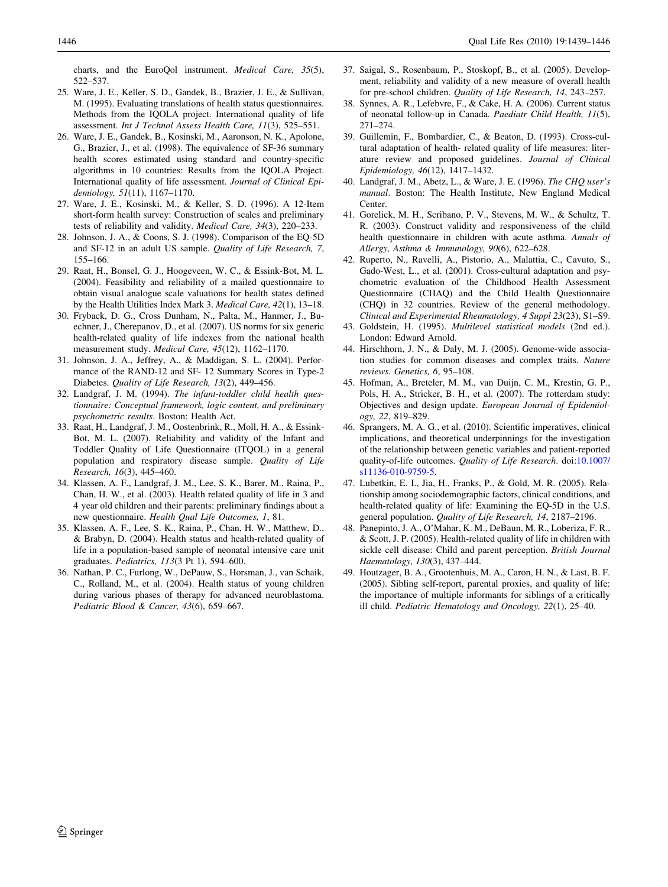charts, and the EuroQol instrument. *Medical Care, 35*(5), 522–537.

25. Ware, J. E., Keller, S. D., Gandek, B., Brazier, J. E., & Sullivan, M. (1995). Evaluating translations of health status questionnaires. Methods from the IQOLA project. International quality of life assessment. *Int J Technol Assess Health Care, 11*(3), 525–551.
26. Ware, J. E., Gandek, B., Kosinski, M., Aaronson, N. K., Apolone, G., Brazier, J., et al. (1998). The equivalence of SF-36 summary health scores estimated using standard and country-specific algorithms in 10 countries: Results from the IQOLA Project. International quality of life assessment. *Journal of Clinical Epidemiology, 51*(11), 1167–1170.
27. Ware, J. E., Kosinski, M., & Keller, S. D. (1996). A 12-Item short-form health survey: Construction of scales and preliminary tests of reliability and validity. *Medical Care, 34*(3), 220–233.
28. Johnson, J. A., & Coons, S. J. (1998). Comparison of the EQ-5D and SF-12 in an adult US sample. *Quality of Life Research, 7*, 155–166.
29. Raat, H., Bonsel, G. J., Hoogeveen, W. C., & Essink-Bot, M. L. (2004). Feasibility and reliability of a mailed questionnaire to obtain visual analogue scale valuations for health states defined by the Health Utilities Index Mark 3. *Medical Care, 42*(1), 13–18.
30. Fryback, D. G., Cross Dunham, N., Palta, M., Hanmer, J., Buechner, J., Cherepanov, D., et al. (2007). US norms for six generic health-related quality of life indexes from the national health measurement study. *Medical Care, 45*(12), 1162–1170.
31. Johnson, J. A., Jeffrey, A., & Maddigan, S. L. (2004). Performance of the RAND-12 and SF- 12 Summary Scores in Type-2 Diabetes. *Quality of Life Research, 13*(2), 449–456.
32. Landgraf, J. M. (1994). *The infant-toddler child health questionnaire: Conceptual framework, logic content, and preliminary psychometric results*. Boston: Health Act.
33. Raat, H., Landgraf, J. M., Oostenbrink, R., Moll, H. A., & Essink-Bot, M. L. (2007). Reliability and validity of the Infant and Toddler Quality of Life Questionnaire (ITQOL) in a general population and respiratory disease sample. *Quality of Life Research, 16*(3), 445–460.
34. Klassen, A. F., Landgraf, J. M., Lee, S. K., Barer, M., Raina, P., Chan, H. W., et al. (2003). Health related quality of life in 3 and 4 year old children and their parents: preliminary findings about a new questionnaire. *Health Qual Life Outcomes, 1*, 81.
35. Klassen, A. F., Lee, S. K., Raina, P., Chan, H. W., Matthew, D., & Brabyn, D. (2004). Health status and health-related quality of life in a population-based sample of neonatal intensive care unit graduates. *Pediatrics, 113*(3 Pt 1), 594–600.
36. Nathan, P. C., Furlong, W., DePauw, S., Horsman, J., van Schaik, C., Rolland, M., et al. (2004). Health status of young children during various phases of therapy for advanced neuroblastoma. *Pediatric Blood & Cancer, 43*(6), 659–667.
37. Saigal, S., Rosenbaum, P., Stoskopf, B., et al. (2005). Development, reliability and validity of a new measure of overall health for pre-school children. *Quality of Life Research, 14*, 243–257.
38. Synnes, A. R., Lefebvre, F., & Cake, H. A. (2006). Current status of neonatal follow-up in Canada. *Paediatr Child Health, 11*(5), 271–274.
39. Guillemin, F., Bombardier, C., & Beaton, D. (1993). Cross-cultural adaptation of health- related quality of life measures: literature review and proposed guidelines. *Journal of Clinical Epidemiology, 46*(12), 1417–1432.
40. Landgraf, J. M., Abetz, L., & Ware, J. E. (1996). *The CHQ user's manual*. Boston: The Health Institute, New England Medical Center.
41. Gorelick, M. H., Scribano, P. V., Stevens, M. W., & Schultz, T. R. (2003). Construct validity and responsiveness of the child health questionnaire in children with acute asthma. *Annals of Allergy, Asthma & Immunology, 90*(6), 622–628.
42. Ruperto, N., Ravelli, A., Pistorio, A., Malattia, C., Cavuto, S., Gado-West, L., et al. (2001). Cross-cultural adaptation and psychometric evaluation of the Childhood Health Assessment Questionnaire (CHAQ) and the Child Health Questionnaire (CHQ) in 32 countries. Review of the general methodology. *Clinical and Experimental Rheumatology, 4 Suppl 23*(23), S1–S9.
43. Goldstein, H. (1995). *Multilevel statistical models* (2nd ed.). London: Edward Arnold.
44. Hirschhorn, J. N., & Daly, M. J. (2005). Genome-wide association studies for common diseases and complex traits. *Nature reviews. Genetics, 6*, 95–108.
45. Hofman, A., Breteler, M. M., van Duijn, C. M., Krestin, G. P., Pols, H. A., Stricker, B. H., et al. (2007). The rotterdam study: Objectives and design update. *European Journal of Epidemiology, 22*, 819–829.
46. Sprangers, M. A. G., et al. (2010). Scientific imperatives, clinical implications, and theoretical underpinnings for the investigation of the relationship between genetic variables and patient-reported quality-of-life outcomes. *Quality of Life Research*. doi:10.1007/s11136-010-9759-5.
47. Lubetkin, E. I., Jia, H., Franks, P., & Gold, M. R. (2005). Relationship among sociodemographic factors, clinical conditions, and health-related quality of life: Examining the EQ-5D in the U.S. general population. *Quality of Life Research, 14*, 2187–2196.
48. Panepinto, J. A., O'Mahar, K. M., DeBaun, M. R., Loberiza, F. R., & Scott, J. P. (2005). Health-related quality of life in children with sickle cell disease: Child and parent perception. *British Journal Haematology, 130*(3), 437–444.
49. Houtzager, B. A., Grootenhuis, M. A., Caron, H. N., & Last, B. F. (2005). Sibling self-report, parental proxies, and quality of life: the importance of multiple informants for siblings of a critically ill child. *Pediatric Hematology and Oncology, 22*(1), 25–40.